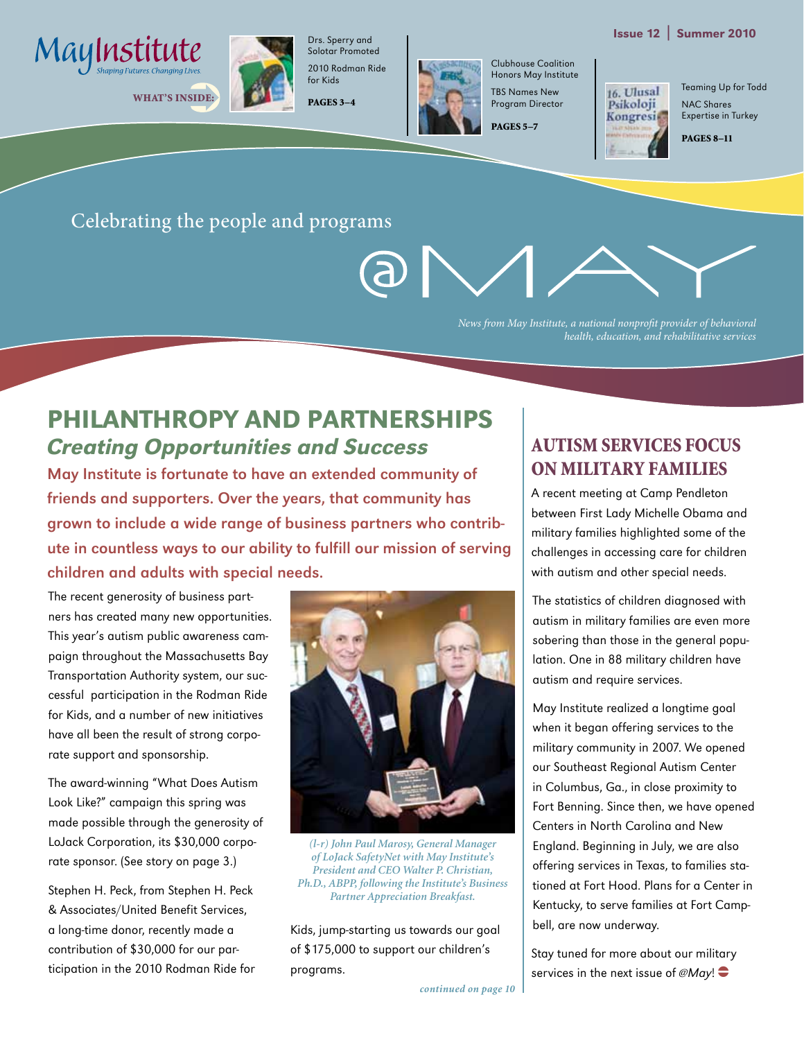# May Institute

*Shaping Futures. Changing Lives.*

**WHAT'S INSIDE:**

Drs. Sperry and Solotar Promoted
2010 Rodman Ride for Kids
**PAGES 3–4**

Clubhouse Coalition Honors May Institute
TBS Names New Program Director
**PAGES 5–7**

Teaming Up for Todd
NAC Shares Expertise in Turkey
**PAGES 8–11**

**Issue 12 | Summer 2010**

Celebrating the people and programs

# @MAY

*News from May Institute, a national nonprofit provider of behavioral health, education, and rehabilitative services*

## PHILANTHROPY AND PARTNERSHIPS

### *Creating Opportunities and Success*

**May Institute is fortunate to have an extended community of friends and supporters. Over the years, that community has grown to include a wide range of business partners who contribute in countless ways to our ability to fulfill our mission of serving children and adults with special needs.**

The recent generosity of business partners has created many new opportunities. This year's autism public awareness campaign throughout the Massachusetts Bay Transportation Authority system, our successful participation in the Rodman Ride for Kids, and a number of new initiatives have all been the result of strong corporate support and sponsorship.

The award-winning "What Does Autism Look Like?" campaign this spring was made possible through the generosity of LoJack Corporation, its $30,000 corporate sponsor. (See story on page 3.)

Stephen H. Peck, from Stephen H. Peck & Associates/United Benefit Services, a long-time donor, recently made a contribution of $30,000 for our participation in the 2010 Rodman Ride for Kids, jump-starting us towards our goal of $175,000 to support our children's programs.

*(l-r) John Paul Marosy, General Manager of LoJack SafetyNet with May Institute's President and CEO Walter P. Christian, Ph.D., ABPP, following the Institute's Business Partner Appreciation Breakfast.*

*continued on page 10*

## AUTISM SERVICES FOCUS ON MILITARY FAMILIES

A recent meeting at Camp Pendleton between First Lady Michelle Obama and military families highlighted some of the challenges in accessing care for children with autism and other special needs.

The statistics of children diagnosed with autism in military families are even more sobering than those in the general population. One in 88 military children have autism and require services.

May Institute realized a longtime goal when it began offering services to the military community in 2007. We opened our Southeast Regional Autism Center in Columbus, Ga., in close proximity to Fort Benning. Since then, we have opened Centers in North Carolina and New England. Beginning in July, we are also offering services in Texas, to families stationed at Fort Hood. Plans for a Center in Kentucky, to serve families at Fort Campbell, are now underway.

Stay tuned for more about our military services in the next issue of *@May*!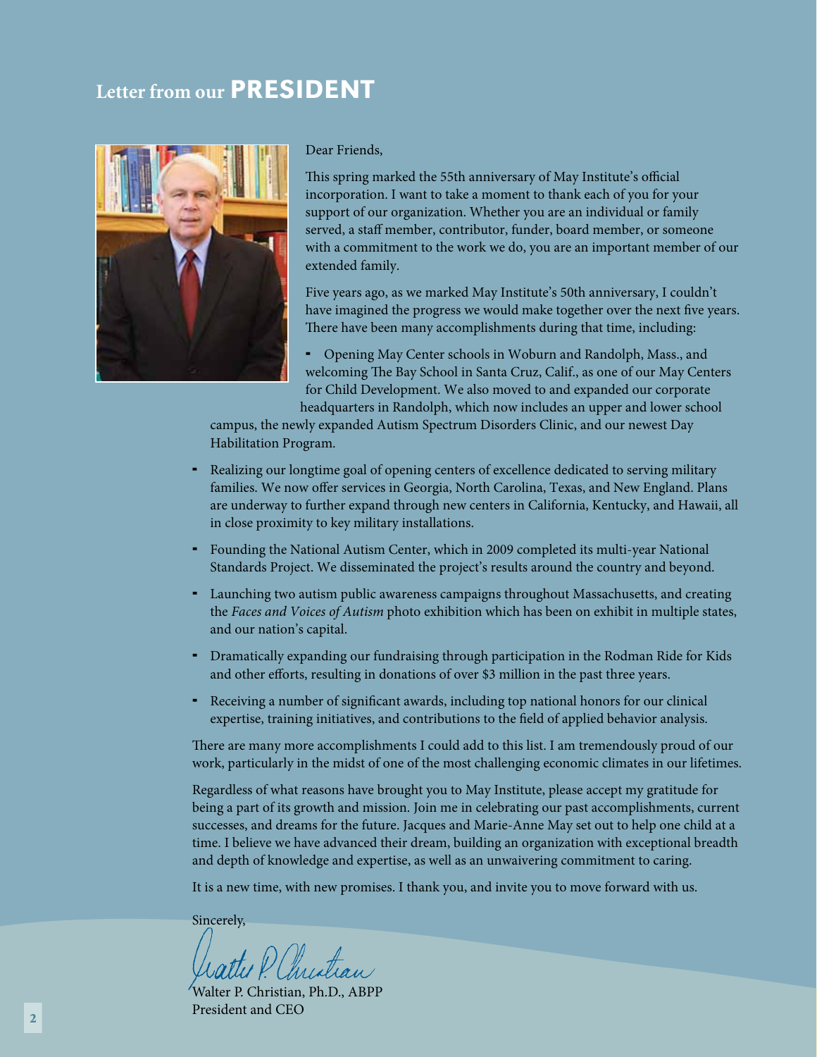# Letter from our PRESIDENT

Dear Friends,

This spring marked the 55th anniversary of May Institute's official incorporation. I want to take a moment to thank each of you for your support of our organization. Whether you are an individual or family served, a staff member, contributor, funder, board member, or someone with a commitment to the work we do, you are an important member of our extended family.

Five years ago, as we marked May Institute's 50th anniversary, I couldn't have imagined the progress we would make together over the next five years. There have been many accomplishments during that time, including:

- Opening May Center schools in Woburn and Randolph, Mass., and welcoming The Bay School in Santa Cruz, Calif., as one of our May Centers for Child Development. We also moved to and expanded our corporate headquarters in Randolph, which now includes an upper and lower school campus, the newly expanded Autism Spectrum Disorders Clinic, and our newest Day Habilitation Program.
- Realizing our longtime goal of opening centers of excellence dedicated to serving military families. We now offer services in Georgia, North Carolina, Texas, and New England. Plans are underway to further expand through new centers in California, Kentucky, and Hawaii, all in close proximity to key military installations.
- Founding the National Autism Center, which in 2009 completed its multi-year National Standards Project. We disseminated the project's results around the country and beyond.
- Launching two autism public awareness campaigns throughout Massachusetts, and creating the *Faces and Voices of Autism* photo exhibition which has been on exhibit in multiple states, and our nation's capital.
- Dramatically expanding our fundraising through participation in the Rodman Ride for Kids and other efforts, resulting in donations of over $3 million in the past three years.
- Receiving a number of significant awards, including top national honors for our clinical expertise, training initiatives, and contributions to the field of applied behavior analysis.

There are many more accomplishments I could add to this list. I am tremendously proud of our work, particularly in the midst of one of the most challenging economic climates in our lifetimes.

Regardless of what reasons have brought you to May Institute, please accept my gratitude for being a part of its growth and mission. Join me in celebrating our past accomplishments, current successes, and dreams for the future. Jacques and Marie-Anne May set out to help one child at a time. I believe we have advanced their dream, building an organization with exceptional breadth and depth of knowledge and expertise, as well as an unwaivering commitment to caring.

It is a new time, with new promises. I thank you, and invite you to move forward with us.

Sincerely,

Walter P. Christian, Ph.D., ABPP
President and CEO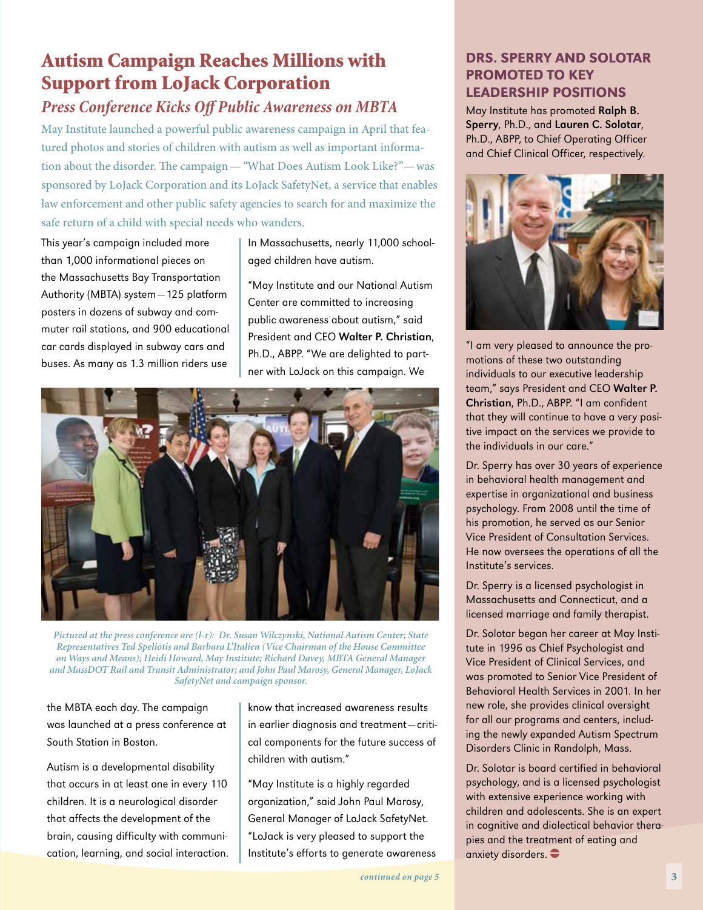## Autism Campaign Reaches Millions with Support from LoJack Corporation

### *Press Conference Kicks Off Public Awareness on MBTA*

May Institute launched a powerful public awareness campaign in April that featured photos and stories of children with autism as well as important information about the disorder. The campaign — "What Does Autism Look Like?" — was sponsored by LoJack Corporation and its LoJack SafetyNet, a service that enables law enforcement and other public safety agencies to search for and maximize the safe return of a child with special needs who wanders.

This year's campaign included more than 1,000 informational pieces on the Massachusetts Bay Transportation Authority (MBTA) system — 125 platform posters in dozens of subway and commuter rail stations, and 900 educational car cards displayed in subway cars and buses. As many as 1.3 million riders use the MBTA each day. The campaign was launched at a press conference at South Station in Boston.

Autism is a developmental disability that occurs in at least one in every 110 children. It is a neurological disorder that affects the development of the brain, causing difficulty with communication, learning, and social interaction. In Massachusetts, nearly 11,000 school-aged children have autism.

"May Institute and our National Autism Center are committed to increasing public awareness about autism," said President and CEO **Walter P. Christian**, Ph.D., ABPP. "We are delighted to partner with LoJack on this campaign. We know that increased awareness results in earlier diagnosis and treatment — critical components for the future success of children with autism."

"May Institute is a highly regarded organization," said John Paul Marosy, General Manager of LoJack SafetyNet. "LoJack is very pleased to support the Institute's efforts to generate awareness

*Pictured at the press conference are (l-r): Dr. Susan Wilczynski, National Autism Center; State Representatives Ted Speliotis and Barbara L'Italien (Vice Chairman of the House Committee on Ways and Means); Heidi Howard, May Institute; Richard Davey, MBTA General Manager and MassDOT Rail and Transit Administrator; and John Paul Marosy, General Manager, LoJack SafetyNet and campaign sponsor.*

*continued on page 5*

## DRS. SPERRY AND SOLOTAR PROMOTED TO KEY LEADERSHIP POSITIONS

May Institute has promoted **Ralph B. Sperry**, Ph.D., and **Lauren C. Solotar**, Ph.D., ABPP, to Chief Operating Officer and Chief Clinical Officer, respectively.

"I am very pleased to announce the promotions of these two outstanding individuals to our executive leadership team," says President and CEO **Walter P. Christian**, Ph.D., ABPP. "I am confident that they will continue to have a very positive impact on the services we provide to the individuals in our care."

Dr. Sperry has over 30 years of experience in behavioral health management and expertise in organizational and business psychology. From 2008 until the time of his promotion, he served as our Senior Vice President of Consultation Services. He now oversees the operations of all the Institute's services.

Dr. Sperry is a licensed psychologist in Massachusetts and Connecticut, and a licensed marriage and family therapist.

Dr. Solotar began her career at May Institute in 1996 as Chief Psychologist and Vice President of Clinical Services, and was promoted to Senior Vice President of Behavioral Health Services in 2001. In her new role, she provides clinical oversight for all our programs and centers, including the newly expanded Autism Spectrum Disorders Clinic in Randolph, Mass.

Dr. Solotar is board certified in behavioral psychology, and is a licensed psychologist with extensive experience working with children and adolescents. She is an expert in cognitive and dialectical behavior therapies and the treatment of eating and anxiety disorders.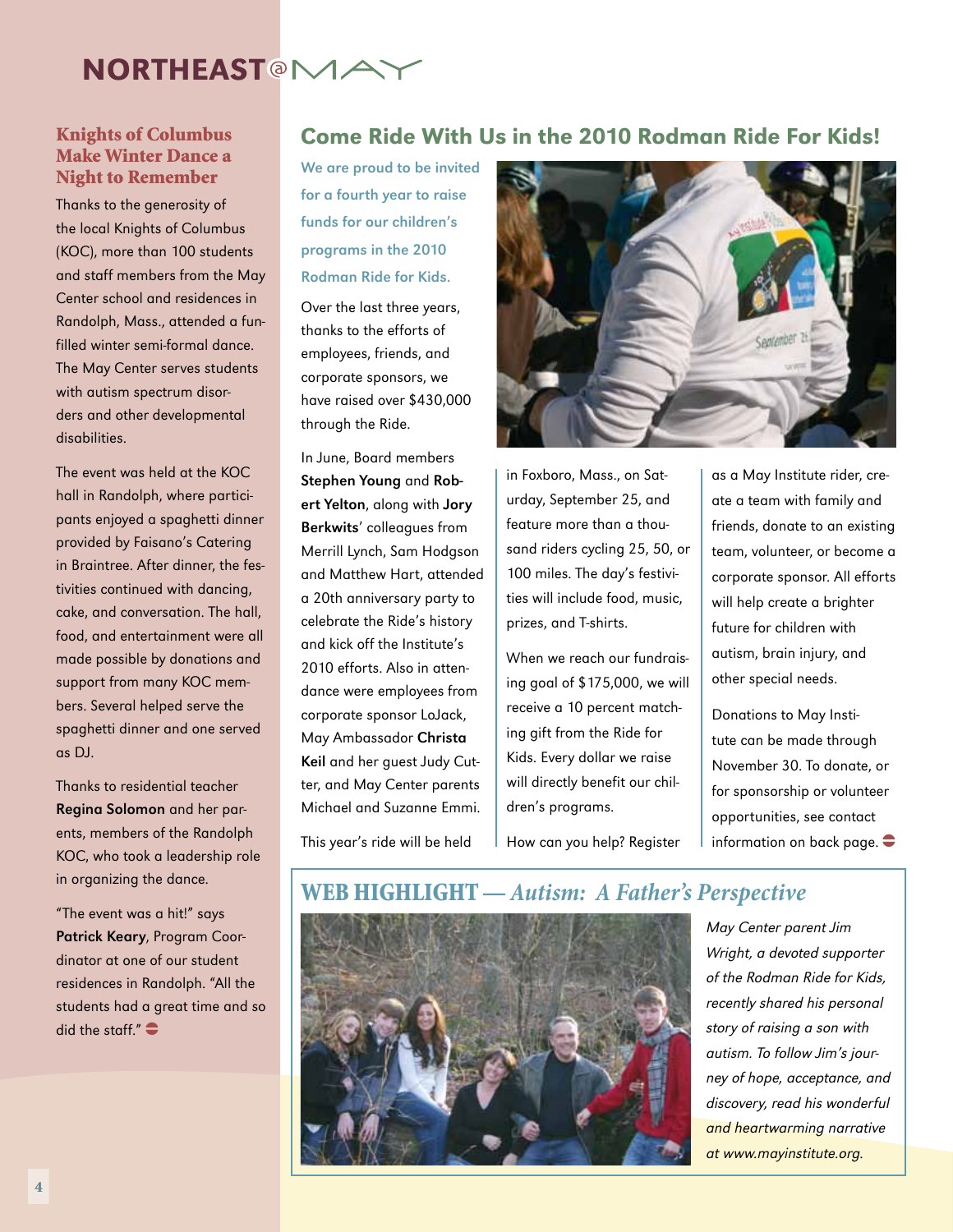# NORTHEAST@MAY

## Knights of Columbus Make Winter Dance a Night to Remember

Thanks to the generosity of the local Knights of Columbus (KOC), more than 100 students and staff members from the May Center school and residences in Randolph, Mass., attended a fun-filled winter semi-formal dance. The May Center serves students with autism spectrum disorders and other developmental disabilities.

The event was held at the KOC hall in Randolph, where participants enjoyed a spaghetti dinner provided by Faisano's Catering in Braintree. After dinner, the festivities continued with dancing, cake, and conversation. The hall, food, and entertainment were all made possible by donations and support from many KOC members. Several helped serve the spaghetti dinner and one served as DJ.

Thanks to residential teacher **Regina Solomon** and her parents, members of the Randolph KOC, who took a leadership role in organizing the dance.

"The event was a hit!" says **Patrick Keary**, Program Coordinator at one of our student residences in Randolph. "All the students had a great time and so did the staff."

## Come Ride With Us in the 2010 Rodman Ride For Kids!

**We are proud to be invited for a fourth year to raise funds for our children's programs in the 2010 Rodman Ride for Kids.**

Over the last three years, thanks to the efforts of employees, friends, and corporate sponsors, we have raised over $430,000 through the Ride.

In June, Board members **Stephen Young** and **Robert Yelton**, along with **Jory Berkwits**' colleagues from Merrill Lynch, Sam Hodgson and Matthew Hart, attended a 20th anniversary party to celebrate the Ride's history and kick off the Institute's 2010 efforts. Also in attendance were employees from corporate sponsor LoJack, May Ambassador **Christa Keil** and her guest Judy Cutter, and May Center parents Michael and Suzanne Emmi.

This year's ride will be held in Foxboro, Mass., on Saturday, September 25, and feature more than a thousand riders cycling 25, 50, or 100 miles. The day's festivities will include food, music, prizes, and T-shirts.

When we reach our fundraising goal of $175,000, we will receive a 10 percent matching gift from the Ride for Kids. Every dollar we raise will directly benefit our children's programs.

How can you help? Register as a May Institute rider, create a team with family and friends, donate to an existing team, volunteer, or become a corporate sponsor. All efforts will help create a brighter future for children with autism, brain injury, and other special needs.

Donations to May Institute can be made through November 30. To donate, or for sponsorship or volunteer opportunities, see contact information on back page.

## WEB HIGHLIGHT — *Autism: A Father's Perspective*

*May Center parent Jim Wright, a devoted supporter of the Rodman Ride for Kids, recently shared his personal story of raising a son with autism. To follow Jim's journey of hope, acceptance, and discovery, read his wonderful and heartwarming narrative at www.mayinstitute.org.*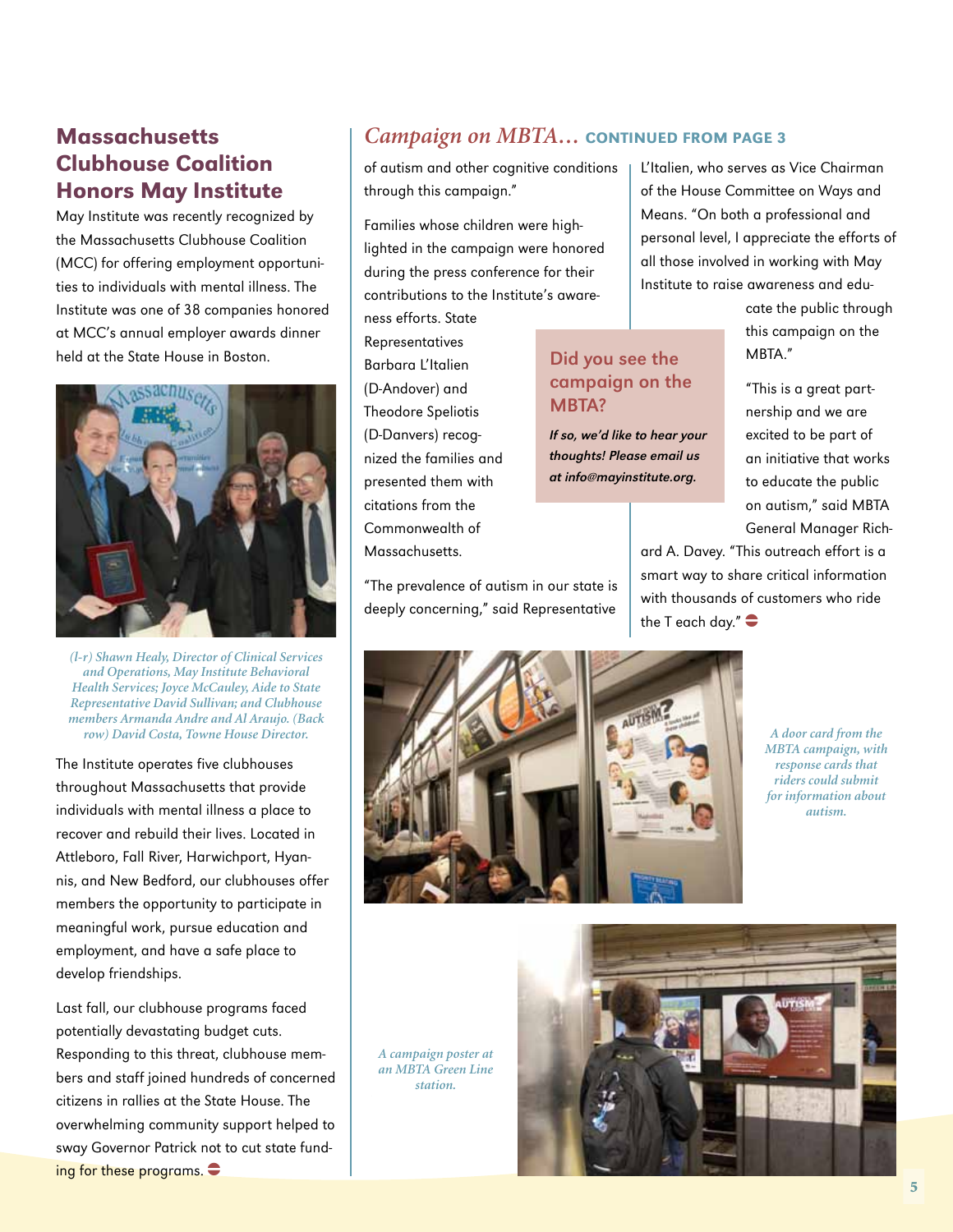## Massachusetts Clubhouse Coalition Honors May Institute

May Institute was recently recognized by the Massachusetts Clubhouse Coalition (MCC) for offering employment opportunities to individuals with mental illness. The Institute was one of 38 companies honored at MCC's annual employer awards dinner held at the State House in Boston.

*(l-r) Shawn Healy, Director of Clinical Services and Operations, May Institute Behavioral Health Services; Joyce McCauley, Aide to State Representative David Sullivan; and Clubhouse members Armanda Andre and Al Araujo. (Back row) David Costa, Towne House Director.*

The Institute operates five clubhouses throughout Massachusetts that provide individuals with mental illness a place to recover and rebuild their lives. Located in Attleboro, Fall River, Harwichport, Hyannis, and New Bedford, our clubhouses offer members the opportunity to participate in meaningful work, pursue education and employment, and have a safe place to develop friendships.

Last fall, our clubhouse programs faced potentially devastating budget cuts. Responding to this threat, clubhouse members and staff joined hundreds of concerned citizens in rallies at the State House. The overwhelming community support helped to sway Governor Patrick not to cut state funding for these programs.

## *Campaign on MBTA...* CONTINUED FROM PAGE 3

of autism and other cognitive conditions through this campaign."

Families whose children were highlighted in the campaign were honored during the press conference for their contributions to the Institute's awareness efforts. State Representatives Barbara L'Italien (D-Andover) and Theodore Speliotis (D-Danvers) recognized the families and presented them with citations from the Commonwealth of Massachusetts.

"The prevalence of autism in our state is deeply concerning," said Representative L'Italien, who serves as Vice Chairman of the House Committee on Ways and Means. "On both a professional and personal level, I appreciate the efforts of all those involved in working with May Institute to raise awareness and educate the public through this campaign on the MBTA."

"This is a great partnership and we are excited to be part of an initiative that works to educate the public on autism," said MBTA General Manager Richard A. Davey. "This outreach effort is a smart way to share critical information with thousands of customers who ride the T each day."

### Did you see the campaign on the MBTA?

***If so, we'd like to hear your thoughts! Please email us at info@mayinstitute.org.***

*A door card from the MBTA campaign, with response cards that riders could submit for information about autism.*

*A campaign poster at an MBTA Green Line station.*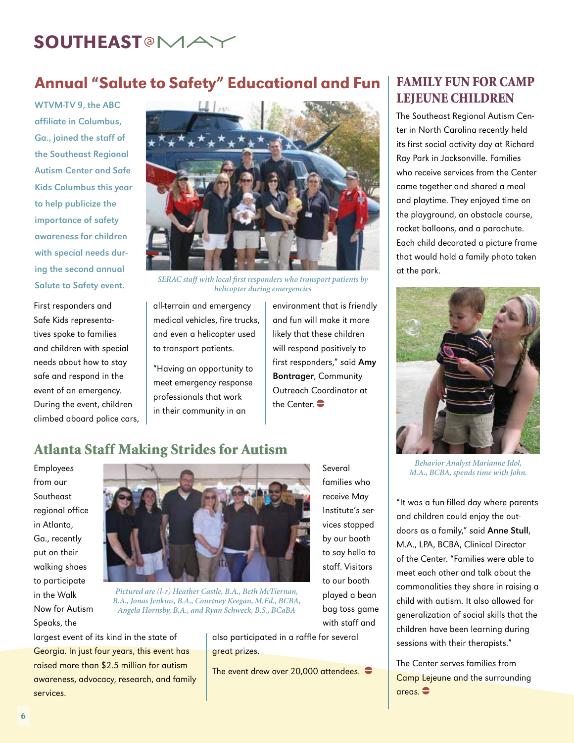# SOUTHEAST@MAY

## Annual "Salute to Safety" Educational and Fun

**WTVM-TV 9, the ABC affiliate in Columbus, Ga., joined the staff of the Southeast Regional Autism Center and Safe Kids Columbus this year to help publicize the importance of safety awareness for children with special needs during the second annual Salute to Safety event.**

*SERAC staff with local first responders who transport patients by helicopter during emergencies*

First responders and Safe Kids representatives spoke to families and children with special needs about how to stay safe and respond in the event of an emergency. During the event, children climbed aboard police cars, all-terrain and emergency medical vehicles, fire trucks, and even a helicopter used to transport patients.

"Having an opportunity to meet emergency response professionals that work in their community in an environment that is friendly and fun will make it more likely that these children will respond positively to first responders," said **Amy Bontrager**, Community Outreach Coordinator at the Center.

## Atlanta Staff Making Strides for Autism

Employees from our Southeast regional office in Atlanta, Ga., recently put on their walking shoes to participate in the Walk Now for Autism Speaks, the largest event of its kind in the state of Georgia. In just four years, this event has raised more than $2.5 million for autism awareness, advocacy, research, and family services.

*Pictured are (l-r) Heather Castle, B.A., Beth McTiernan, B.A., Jonas Jenkins, B.A., Courtney Keegan, M.Ed., BCBA, Angela Hornsby, B.A., and Ryan Schweck, B.S., BCaBA*

Several families who receive May Institute's services stopped by our booth to say hello to staff. Visitors to our booth played a bean bag toss game with staff and also participated in a raffle for several great prizes.

The event drew over 20,000 attendees.

## FAMILY FUN FOR CAMP LEJEUNE CHILDREN

The Southeast Regional Autism Center in North Carolina recently held its first social activity day at Richard Ray Park in Jacksonville. Families who receive services from the Center came together and shared a meal and playtime. They enjoyed time on the playground, an obstacle course, rocket balloons, and a parachute. Each child decorated a picture frame that would hold a family photo taken at the park.

*Behavior Analyst Marianne Idol, M.A., BCBA, spends time with John.*

"It was a fun-filled day where parents and children could enjoy the outdoors as a family," said **Anne Stull**, M.A., LPA, BCBA, Clinical Director of the Center. "Families were able to meet each other and talk about the commonalities they share in raising a child with autism. It also allowed for generalization of social skills that the children have been learning during sessions with their therapists."

The Center serves families from Camp Lejeune and the surrounding areas.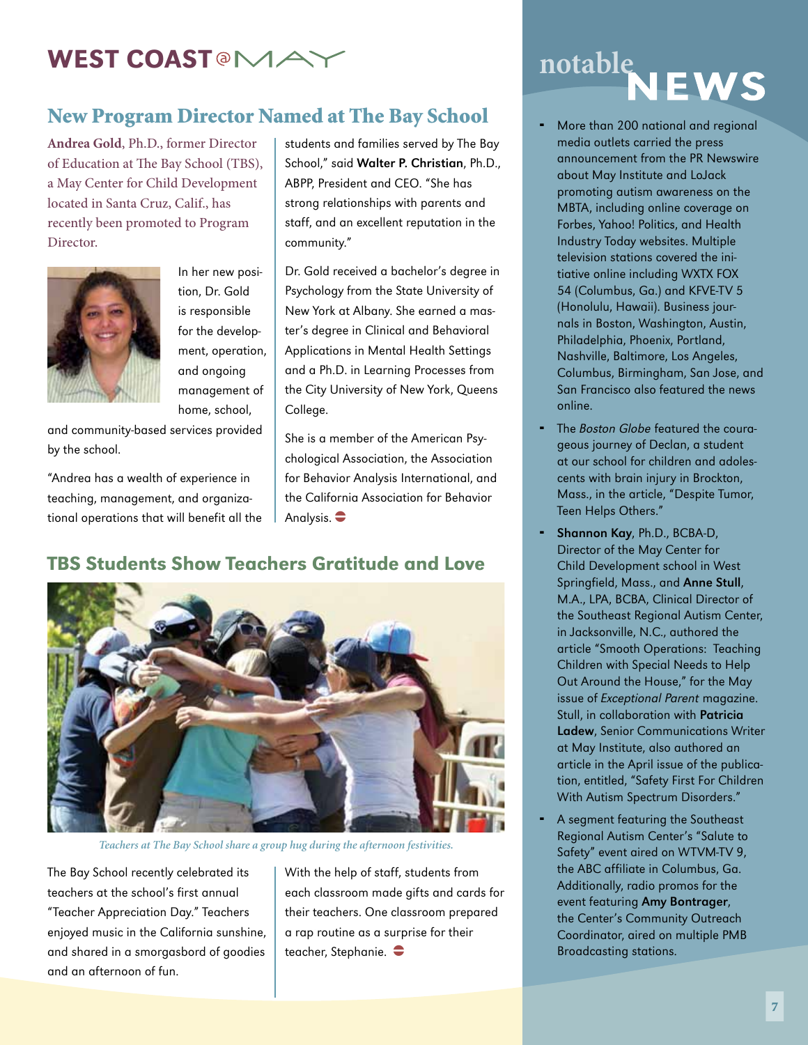# WEST COAST @ MAY

## New Program Director Named at The Bay School

**Andrea Gold**, Ph.D., former Director of Education at The Bay School (TBS), a May Center for Child Development located in Santa Cruz, Calif., has recently been promoted to Program Director.

In her new position, Dr. Gold is responsible for the development, operation, and ongoing management of home, school, and community-based services provided by the school.

"Andrea has a wealth of experience in teaching, management, and organizational operations that will benefit all the students and families served by The Bay School," said **Walter P. Christian**, Ph.D., ABPP, President and CEO. "She has strong relationships with parents and staff, and an excellent reputation in the community."

Dr. Gold received a bachelor's degree in Psychology from the State University of New York at Albany. She earned a master's degree in Clinical and Behavioral Applications in Mental Health Settings and a Ph.D. in Learning Processes from the City University of New York, Queens College.

She is a member of the American Psychological Association, the Association for Behavior Analysis International, and the California Association for Behavior Analysis.

## TBS Students Show Teachers Gratitude and Love

*Teachers at The Bay School share a group hug during the afternoon festivities.*

The Bay School recently celebrated its teachers at the school's first annual "Teacher Appreciation Day." Teachers enjoyed music in the California sunshine, and shared in a smorgasbord of goodies and an afternoon of fun.

With the help of staff, students from each classroom made gifts and cards for their teachers. One classroom prepared a rap routine as a surprise for their teacher, Stephanie.

# notable NEWS

- More than 200 national and regional media outlets carried the press announcement from the PR Newswire about May Institute and LoJack promoting autism awareness on the MBTA, including online coverage on Forbes, Yahoo! Politics, and Health Industry Today websites. Multiple television stations covered the initiative online including WXTX FOX 54 (Columbus, Ga.) and KFVE-TV 5 (Honolulu, Hawaii). Business journals in Boston, Washington, Austin, Philadelphia, Phoenix, Portland, Nashville, Baltimore, Los Angeles, Columbus, Birmingham, San Jose, and San Francisco also featured the news online.
- The *Boston Globe* featured the courageous journey of Declan, a student at our school for children and adolescents with brain injury in Brockton, Mass., in the article, "Despite Tumor, Teen Helps Others."
- **Shannon Kay**, Ph.D., BCBA-D, Director of the May Center for Child Development school in West Springfield, Mass., and **Anne Stull**, M.A., LPA, BCBA, Clinical Director of the Southeast Regional Autism Center, in Jacksonville, N.C., authored the article "Smooth Operations: Teaching Children with Special Needs to Help Out Around the House," for the May issue of *Exceptional Parent* magazine. Stull, in collaboration with **Patricia Ladew**, Senior Communications Writer at May Institute, also authored an article in the April issue of the publication, entitled, "Safety First For Children With Autism Spectrum Disorders."
- A segment featuring the Southeast Regional Autism Center's "Salute to Safety" event aired on WTVM-TV 9, the ABC affiliate in Columbus, Ga. Additionally, radio promos for the event featuring **Amy Bontrager**, the Center's Community Outreach Coordinator, aired on multiple PMB Broadcasting stations.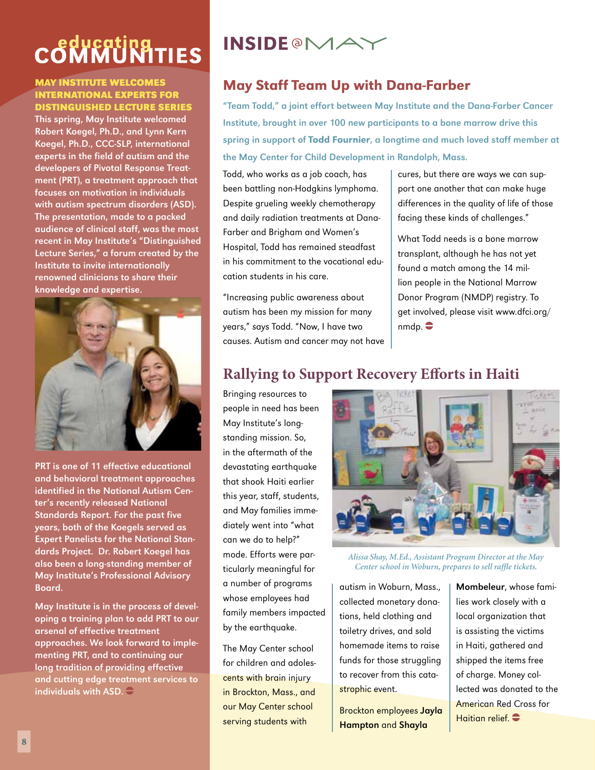# educating COMMUNITIES

## MAY INSTITUTE WELCOMES INTERNATIONAL EXPERTS FOR DISTINGUISHED LECTURE SERIES

This spring, May Institute welcomed Robert Koegel, Ph.D., and Lynn Kern Koegel, Ph.D., CCC-SLP, international experts in the field of autism and the developers of Pivotal Response Treatment (PRT), a treatment approach that focuses on motivation in individuals with autism spectrum disorders (ASD). The presentation, made to a packed audience of clinical staff, was the most recent in May Institute's "Distinguished Lecture Series," a forum created by the Institute to invite internationally renowned clinicians to share their knowledge and expertise.

PRT is one of 11 effective educational and behavioral treatment approaches identified in the National Autism Center's recently released National Standards Report. For the past five years, both of the Koegels served as Expert Panelists for the National Standards Project. Dr. Robert Koegel has also been a long-standing member of May Institute's Professional Advisory Board.

May Institute is in the process of developing a training plan to add PRT to our arsenal of effective treatment approaches. We look forward to implementing PRT, and to continuing our long tradition of providing effective and cutting edge treatment services to individuals with ASD.

# INSIDE @MAY

## May Staff Team Up with Dana-Farber

**"Team Todd," a joint effort between May Institute and the Dana-Farber Cancer Institute, brought in over 100 new participants to a bone marrow drive this spring in support of Todd Fournier, a longtime and much loved staff member at the May Center for Child Development in Randolph, Mass.**

Todd, who works as a job coach, has been battling non-Hodgkins lymphoma. Despite grueling weekly chemotherapy and daily radiation treatments at Dana-Farber and Brigham and Women's Hospital, Todd has remained steadfast in his commitment to the vocational education students in his care.

"Increasing public awareness about autism has been my mission for many years," says Todd. "Now, I have two causes. Autism and cancer may not have cures, but there are ways we can support one another that can make huge differences in the quality of life of those facing these kinds of challenges."

What Todd needs is a bone marrow transplant, although he has not yet found a match among the 14 million people in the National Marrow Donor Program (NMDP) registry. To get involved, please visit www.dfci.org/nmdp.

## Rallying to Support Recovery Efforts in Haiti

Bringing resources to people in need has been May Institute's longstanding mission. So, in the aftermath of the devastating earthquake that shook Haiti earlier this year, staff, students, and May families immediately went into "what can we do to help?" mode. Efforts were particularly meaningful for a number of programs whose employees had family members impacted by the earthquake.

*Alissa Shay, M.Ed., Assistant Program Director at the May Center school in Woburn, prepares to sell raffle tickets.*

The May Center school for children and adolescents with brain injury in Brockton, Mass., and our May Center school serving students with autism in Woburn, Mass., collected monetary donations, held clothing and toiletry drives, and sold homemade items to raise funds for those struggling to recover from this catastrophic event.

Brockton employees **Jayla Hampton** and **Shayla Mombeleur**, whose families work closely with a local organization that is assisting the victims in Haiti, gathered and shipped the items free of charge. Money collected was donated to the American Red Cross for Haitian relief.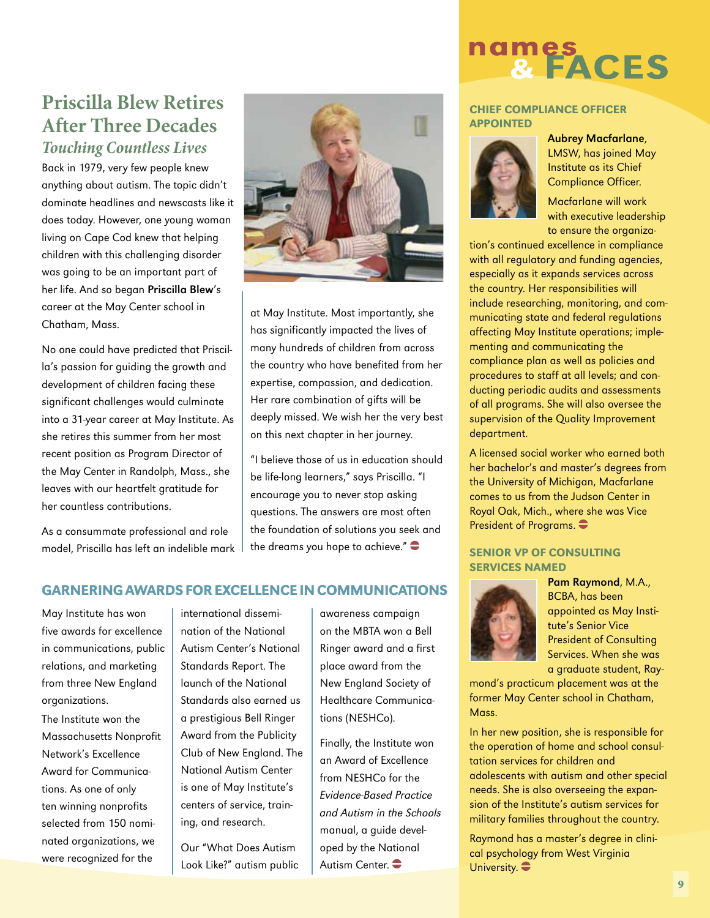## Priscilla Blew Retires After Three Decades

### *Touching Countless Lives*

Back in 1979, very few people knew anything about autism. The topic didn't dominate headlines and newscasts like it does today. However, one young woman living on Cape Cod knew that helping children with this challenging disorder was going to be an important part of her life. And so began **Priscilla Blew**'s career at the May Center school in Chatham, Mass.

No one could have predicted that Priscilla's passion for guiding the growth and development of children facing these significant challenges would culminate into a 31-year career at May Institute. As she retires this summer from her most recent position as Program Director of the May Center in Randolph, Mass., she leaves with our heartfelt gratitude for her countless contributions.

As a consummate professional and role model, Priscilla has left an indelible mark at May Institute. Most importantly, she has significantly impacted the lives of many hundreds of children from across the country who have benefited from her expertise, compassion, and dedication. Her rare combination of gifts will be deeply missed. We wish her the very best on this next chapter in her journey.

"I believe those of us in education should be life-long learners," says Priscilla. "I encourage you to never stop asking questions. The answers are most often the foundation of solutions you seek and the dreams you hope to achieve."

## GARNERING AWARDS FOR EXCELLENCE IN COMMUNICATIONS

May Institute has won five awards for excellence in communications, public relations, and marketing from three New England organizations.

The Institute won the Massachusetts Nonprofit Network's Excellence Award for Communications. As one of only ten winning nonprofits selected from 150 nominated organizations, we were recognized for the international dissemination of the National Autism Center's National Standards Report. The launch of the National Standards also earned us a prestigious Bell Ringer Award from the Publicity Club of New England. The National Autism Center is one of May Institute's centers of service, training, and research.

Our "What Does Autism Look Like?" autism public awareness campaign on the MBTA won a Bell Ringer award and a first place award from the New England Society of Healthcare Communications (NESHCo).

Finally, the Institute won an Award of Excellence from NESHCo for the *Evidence-Based Practice and Autism in the Schools* manual, a guide developed by the National Autism Center.

# names & FACES

### CHIEF COMPLIANCE OFFICER APPOINTED

**Aubrey Macfarlane**, LMSW, has joined May Institute as its Chief Compliance Officer.

Macfarlane will work with executive leadership to ensure the organization's continued excellence in compliance with all regulatory and funding agencies, especially as it expands services across the country. Her responsibilities will include researching, monitoring, and communicating state and federal regulations affecting May Institute operations; implementing and communicating the compliance plan as well as policies and procedures to staff at all levels; and conducting periodic audits and assessments of all programs. She will also oversee the supervision of the Quality Improvement department.

A licensed social worker who earned both her bachelor's and master's degrees from the University of Michigan, Macfarlane comes to us from the Judson Center in Royal Oak, Mich., where she was Vice President of Programs.

### SENIOR VP OF CONSULTING SERVICES NAMED

**Pam Raymond**, M.A., BCBA, has been appointed as May Institute's Senior Vice President of Consulting Services. When she was a graduate student, Raymond's practicum placement was at the former May Center school in Chatham, Mass.

In her new position, she is responsible for the operation of home and school consultation services for children and adolescents with autism and other special needs. She is also overseeing the expansion of the Institute's autism services for military families throughout the country.

Raymond has a master's degree in clinical psychology from West Virginia University.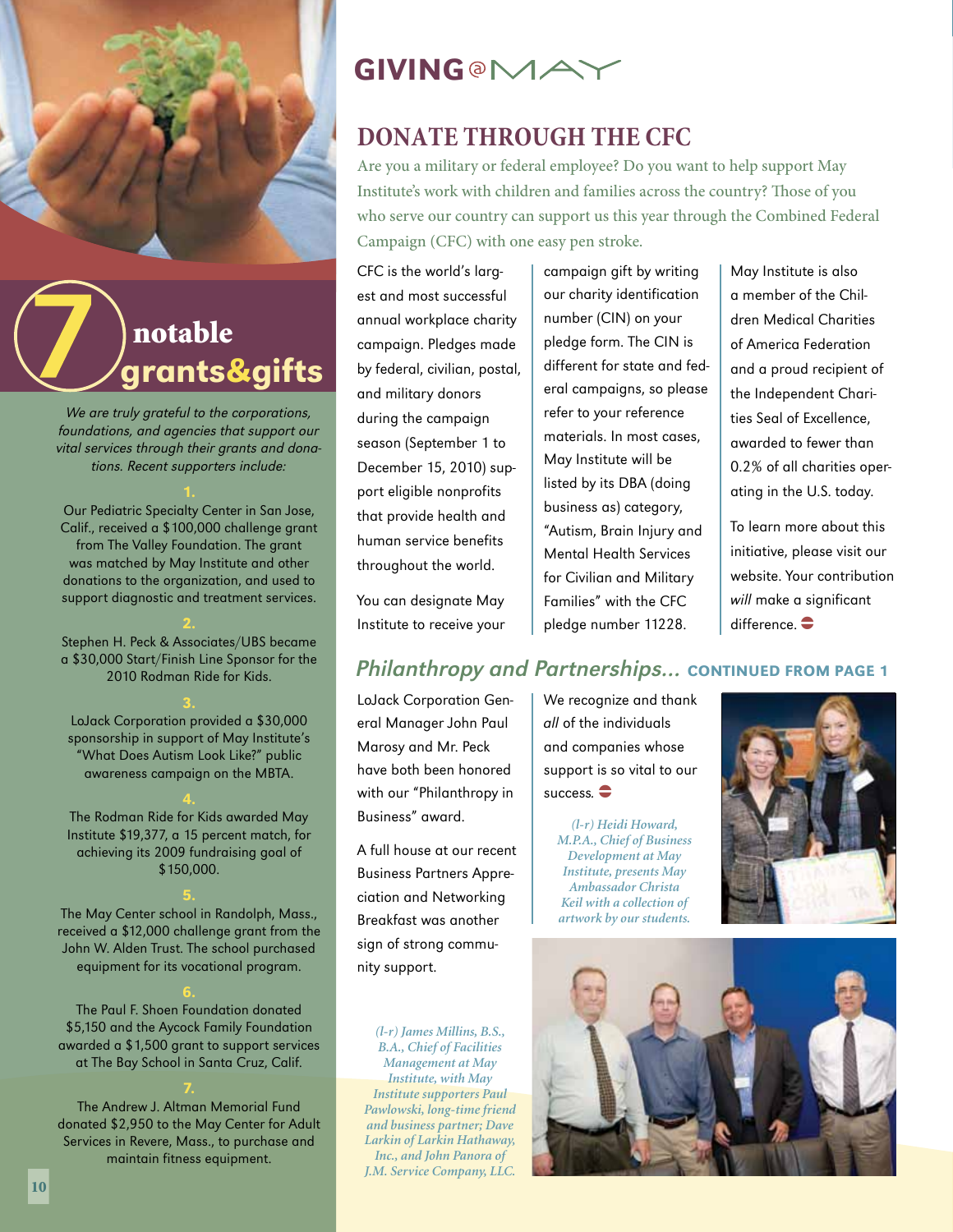# 7 notable grants&gifts

*We are truly grateful to the corporations, foundations, and agencies that support our vital services through their grants and donations. Recent supporters include:*

**1.**
Our Pediatric Specialty Center in San Jose, Calif., received a $100,000 challenge grant from The Valley Foundation. The grant was matched by May Institute and other donations to the organization, and used to support diagnostic and treatment services.

**2.**
Stephen H. Peck & Associates/UBS became a $30,000 Start/Finish Line Sponsor for the 2010 Rodman Ride for Kids.

**3.**
LoJack Corporation provided a $30,000 sponsorship in support of May Institute's "What Does Autism Look Like?" public awareness campaign on the MBTA.

**4.**
The Rodman Ride for Kids awarded May Institute $19,377, a 15 percent match, for achieving its 2009 fundraising goal of $150,000.

**5.**
The May Center school in Randolph, Mass., received a $12,000 challenge grant from the John W. Alden Trust. The school purchased equipment for its vocational program.

**6.**
The Paul F. Shoen Foundation donated $5,150 and the Aycock Family Foundation awarded a $1,500 grant to support services at The Bay School in Santa Cruz, Calif.

**7.**
The Andrew J. Altman Memorial Fund donated $2,950 to the May Center for Adult Services in Revere, Mass., to purchase and maintain fitness equipment.

# GIVING@MAY

## DONATE THROUGH THE CFC

Are you a military or federal employee? Do you want to help support May Institute's work with children and families across the country? Those of you who serve our country can support us this year through the Combined Federal Campaign (CFC) with one easy pen stroke.

CFC is the world's largest and most successful annual workplace charity campaign. Pledges made by federal, civilian, postal, and military donors during the campaign season (September 1 to December 15, 2010) support eligible nonprofits that provide health and human service benefits throughout the world.

You can designate May Institute to receive your campaign gift by writing our charity identification number (CIN) on your pledge form. The CIN is different for state and federal campaigns, so please refer to your reference materials. In most cases, May Institute will be listed by its DBA (doing business as) category, "Autism, Brain Injury and Mental Health Services for Civilian and Military Families" with the CFC pledge number 11228.

May Institute is also a member of the Children Medical Charities of America Federation and a proud recipient of the Independent Charities Seal of Excellence, awarded to fewer than 0.2% of all charities operating in the U.S. today.

To learn more about this initiative, please visit our website. Your contribution *will* make a significant difference.

## *Philanthropy and Partnerships...* CONTINUED FROM PAGE 1

LoJack Corporation General Manager John Paul Marosy and Mr. Peck have both been honored with our "Philanthropy in Business" award.

A full house at our recent Business Partners Appreciation and Networking Breakfast was another sign of strong community support.

We recognize and thank *all* of the individuals and companies whose support is so vital to our success.

*(l-r) Heidi Howard, M.P.A., Chief of Business Development at May Institute, presents May Ambassador Christa Keil with a collection of artwork by our students.*

*(l-r) James Millins, B.S., B.A., Chief of Facilities Management at May Institute, with May Institute supporters Paul Pawlowski, long-time friend and business partner; Dave Larkin of Larkin Hathaway, Inc., and John Panora of J.M. Service Company, LLC.*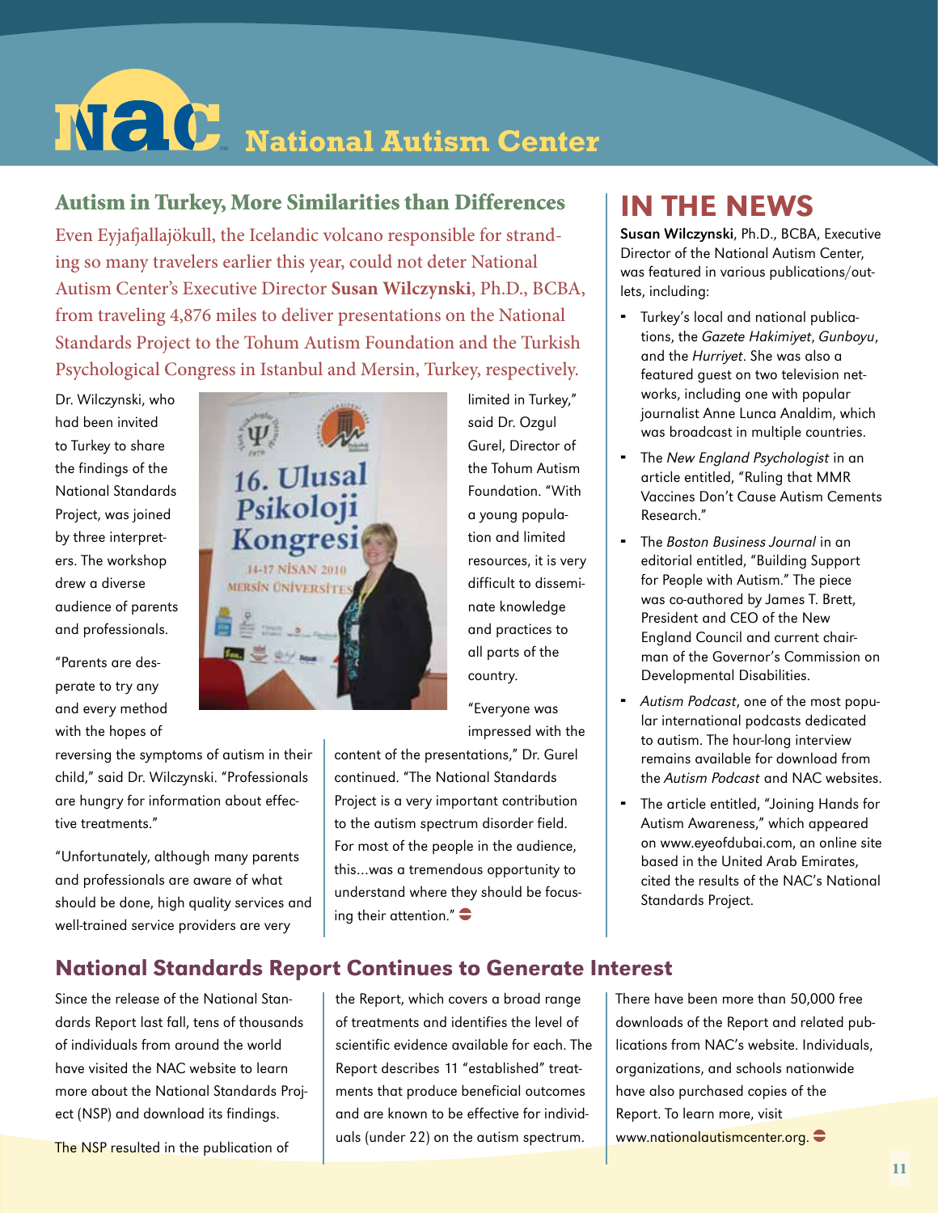# National Autism Center

## Autism in Turkey, More Similarities than Differences

Even Eyjafjallajökull, the Icelandic volcano responsible for stranding so many travelers earlier this year, could not deter National Autism Center's Executive Director **Susan Wilczynski**, Ph.D., BCBA, from traveling 4,876 miles to deliver presentations on the National Standards Project to the Tohum Autism Foundation and the Turkish Psychological Congress in Istanbul and Mersin, Turkey, respectively.

Dr. Wilczynski, who had been invited to Turkey to share the findings of the National Standards Project, was joined by three interpreters. The workshop drew a diverse audience of parents and professionals.

"Parents are desperate to try any and every method with the hopes of reversing the symptoms of autism in their child," said Dr. Wilczynski. "Professionals are hungry for information about effective treatments."

"Unfortunately, although many parents and professionals are aware of what should be done, high quality services and well-trained service providers are very limited in Turkey," said Dr. Ozgul Gurel, Director of the Tohum Autism Foundation. "With a young population and limited resources, it is very difficult to disseminate knowledge and practices to all parts of the country.

"Everyone was impressed with the content of the presentations," Dr. Gurel continued. "The National Standards Project is a very important contribution to the autism spectrum disorder field. For most of the people in the audience, this...was a tremendous opportunity to understand where they should be focusing their attention."

## IN THE NEWS

**Susan Wilczynski**, Ph.D., BCBA, Executive Director of the National Autism Center, was featured in various publications/outlets, including:

- Turkey's local and national publications, the *Gazete Hakimiyet*, *Gunboyu*, and the *Hurriyet*. She was also a featured guest on two television networks, including one with popular journalist Anne Lunca Analdim, which was broadcast in multiple countries.
- The *New England Psychologist* in an article entitled, "Ruling that MMR Vaccines Don't Cause Autism Cements Research."
- The *Boston Business Journal* in an editorial entitled, "Building Support for People with Autism." The piece was co-authored by James T. Brett, President and CEO of the New England Council and current chairman of the Governor's Commission on Developmental Disabilities.
- *Autism Podcast*, one of the most popular international podcasts dedicated to autism. The hour-long interview remains available for download from the *Autism Podcast* and NAC websites.
- The article entitled, "Joining Hands for Autism Awareness," which appeared on www.eyeofdubai.com, an online site based in the United Arab Emirates, cited the results of the NAC's National Standards Project.

## National Standards Report Continues to Generate Interest

Since the release of the National Standards Report last fall, tens of thousands of individuals from around the world have visited the NAC website to learn more about the National Standards Project (NSP) and download its findings.

The NSP resulted in the publication of the Report, which covers a broad range of treatments and identifies the level of scientific evidence available for each. The Report describes 11 "established" treatments that produce beneficial outcomes and are known to be effective for individuals (under 22) on the autism spectrum.

There have been more than 50,000 free downloads of the Report and related publications from NAC's website. Individuals, organizations, and schools nationwide have also purchased copies of the Report. To learn more, visit www.nationalautismcenter.org.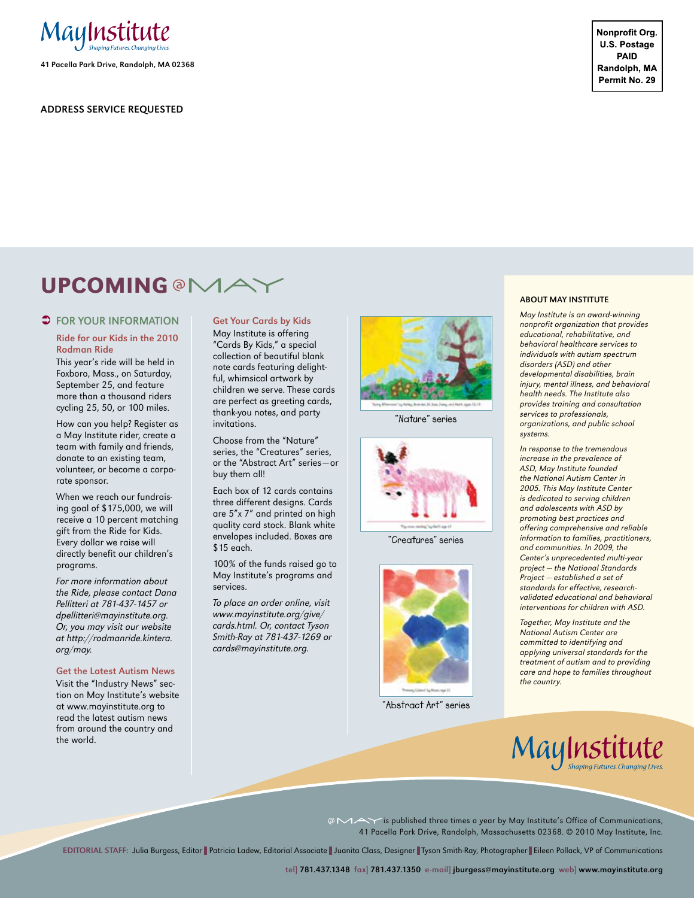May Institute
Shaping Futures. Changing Lives.

41 Pacella Park Drive, Randolph, MA 02368

ADDRESS SERVICE REQUESTED

Nonprofit Org.
U.S. Postage
PAID
Randolph, MA
Permit No. 29

# UPCOMING @MAY

## FOR YOUR INFORMATION

### Ride for our Kids in the 2010 Rodman Ride

This year's ride will be held in Foxboro, Mass., on Saturday, September 25, and feature more than a thousand riders cycling 25, 50, or 100 miles.

How can you help? Register as a May Institute rider, create a team with family and friends, donate to an existing team, volunteer, or become a corporate sponsor.

When we reach our fundraising goal of $175,000, we will receive a 10 percent matching gift from the Ride for Kids. Every dollar we raise will directly benefit our children's programs.

*For more information about the Ride, please contact Dana Pellitteri at 781-437-1457 or dpellitteri@mayinstitute.org. Or, you may visit our website at http://rodmanride.kintera.org/may.*

### Get the Latest Autism News

Visit the "Industry News" section on May Institute's website at www.mayinstitute.org to read the latest autism news from around the country and the world.

### Get Your Cards by Kids

May Institute is offering "Cards By Kids," a special collection of beautiful blank note cards featuring delightful, whimsical artwork by children we serve. These cards are perfect as greeting cards, thank-you notes, and party invitations.

Choose from the "Nature" series, the "Creatures" series, or the "Abstract Art" series—or buy them all!

Each box of 12 cards contains three different designs. Cards are 5"x 7" and printed on high quality card stock. Blank white envelopes included. Boxes are $15 each.

100% of the funds raised go to May Institute's programs and services.

*To place an order online, visit www.mayinstitute.org/give/cards.html. Or, contact Tyson Smith-Ray at 781-437-1269 or cards@mayinstitute.org.*

"Nature" series

"Creatures" series

"Abstract Art" series

### ABOUT MAY INSTITUTE

*May Institute is an award-winning nonprofit organization that provides educational, rehabilitative, and behavioral healthcare services to individuals with autism spectrum disorders (ASD) and other developmental disabilities, brain injury, mental illness, and behavioral health needs. The Institute also provides training and consultation services to professionals, organizations, and public school systems.*

*In response to the tremendous increase in the prevalence of ASD, May Institute founded the National Autism Center in 2005. This May Institute Center is dedicated to serving children and adolescents with ASD by promoting best practices and offering comprehensive and reliable information to families, practitioners, and communities. In 2009, the Center's unprecedented multi-year project — the National Standards Project — established a set of standards for effective, research-validated educational and behavioral interventions for children with ASD.*

*Together, May Institute and the National Autism Center are committed to identifying and applying universal standards for the treatment of autism and to providing care and hope to families throughout the country.*

May Institute
Shaping Futures. Changing Lives.

@MAY is published three times a year by May Institute's Office of Communications, 41 Pacella Park Drive, Randolph, Massachusetts 02368. © 2010 May Institute, Inc.

EDITORIAL STAFF: Julia Burgess, Editor | Patricia Ladew, Editorial Associate | Juanita Class, Designer | Tyson Smith-Ray, Photographer | Eileen Pollack, VP of Communications

tel] 781.437.1348 fax] 781.437.1350 e-mail] jburgess@mayinstitute.org web] www.mayinstitute.org